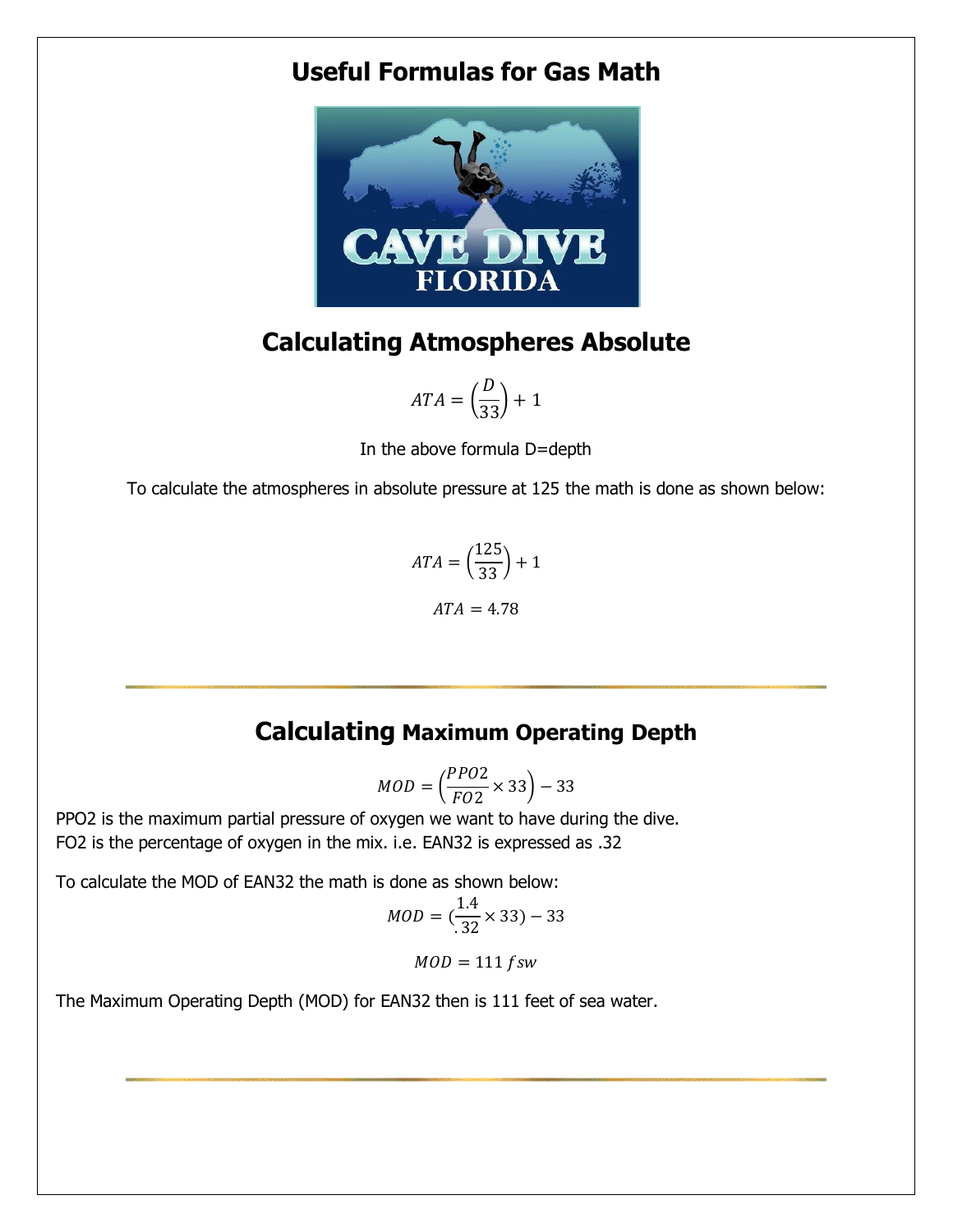# Useful Formulas for Gas Math

## Calculating Atmospheres Absolute

$$ATA = \left(\frac{D}{33}\right) + 1$$

In the above formula D=depth

To calculate the atmospheres in absolute pressure at 125 the math is done as shown below:

$$ATA = \left(\frac{125}{33}\right) + 1$$

$$ATA = 4.78$$

---

## Calculating Maximum Operating Depth

$$MOD = \left(\frac{PPO2}{FO2} \times 33\right) - 33$$

PPO2 is the maximum partial pressure of oxygen we want to have during the dive.
FO2 is the percentage of oxygen in the mix. i.e. EAN32 is expressed as .32

To calculate the MOD of EAN32 the math is done as shown below:

$$MOD = (\frac{1.4}{.32} \times 33) - 33$$

$$MOD = 111\, fsw$$

The Maximum Operating Depth (MOD) for EAN32 then is 111 feet of sea water.

---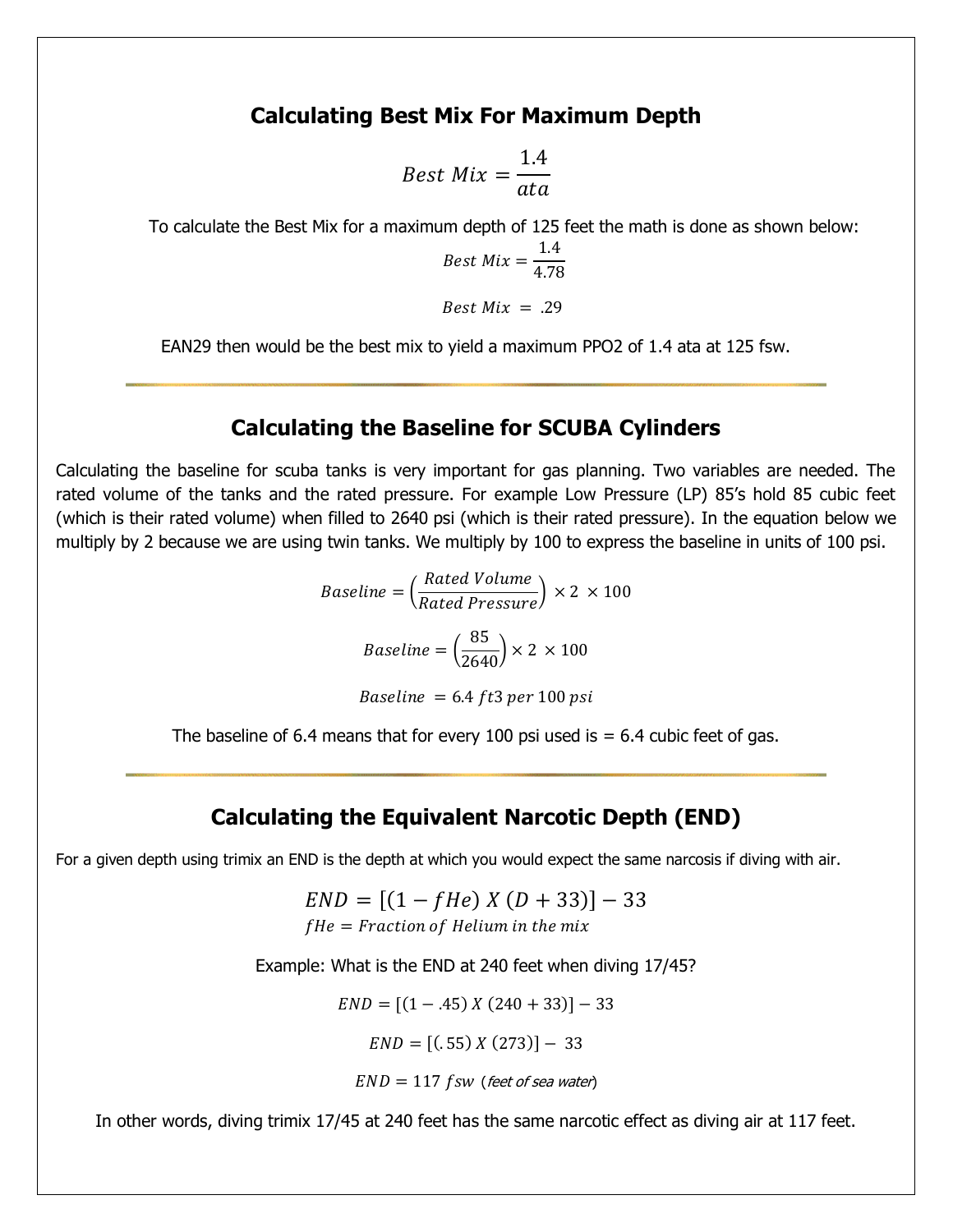## Calculating Best Mix For Maximum Depth

$$Best\ Mix = \frac{1.4}{ata}$$

To calculate the Best Mix for a maximum depth of 125 feet the math is done as shown below:

$$Best\ Mix = \frac{1.4}{4.78}$$

$$Best\ Mix\ = .29$$

EAN29 then would be the best mix to yield a maximum PPO2 of 1.4 ata at 125 fsw.

---

## Calculating the Baseline for SCUBA Cylinders

Calculating the baseline for scuba tanks is very important for gas planning. Two variables are needed. The rated volume of the tanks and the rated pressure. For example Low Pressure (LP) 85's hold 85 cubic feet (which is their rated volume) when filled to 2640 psi (which is their rated pressure). In the equation below we multiply by 2 because we are using twin tanks. We multiply by 100 to express the baseline in units of 100 psi.

$$Baseline = \left(\frac{Rated\ Volume}{Rated\ Pressure}\right) \times 2\ \times 100$$

$$Baseline = \left(\frac{85}{2640}\right) \times 2\ \times 100$$

$$Baseline\ = 6.4\ ft3\ per\ 100\ psi$$

The baseline of 6.4 means that for every 100 psi used is = 6.4 cubic feet of gas.

---

## Calculating the Equivalent Narcotic Depth (END)

For a given depth using trimix an END is the depth at which you would expect the same narcosis if diving with air.

$$END = [(1 - fHe)\ X\ (D + 33)] - 33$$

$$fHe = Fraction\ of\ Helium\ in\ the\ mix$$

Example: What is the END at 240 feet when diving 17/45?

$$END = [(1 - .45)\ X\ (240 + 33)] - 33$$

$$END = [(.55)\ X\ (273)] -\ 33$$

$$END = 117\ fsw$$ (*feet of sea water*)

In other words, diving trimix 17/45 at 240 feet has the same narcotic effect as diving air at 117 feet.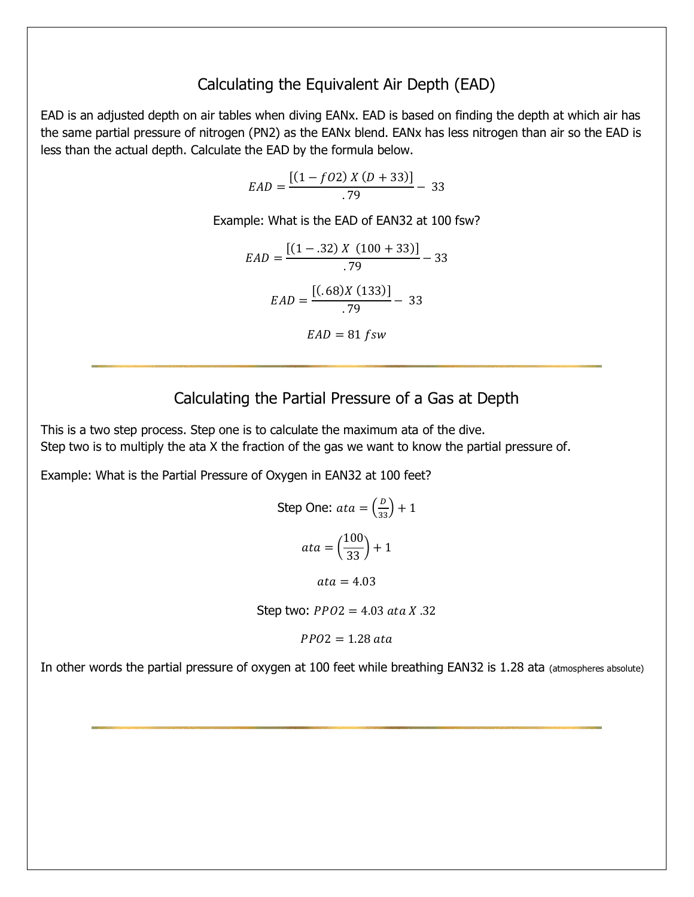## Calculating the Equivalent Air Depth (EAD)

EAD is an adjusted depth on air tables when diving EANx. EAD is based on finding the depth at which air has the same partial pressure of nitrogen (PN2) as the EANx blend. EANx has less nitrogen than air so the EAD is less than the actual depth. Calculate the EAD by the formula below.

$$EAD = \frac{[(1 - fO2)\ X\ (D + 33)]}{.79} - 33$$

Example: What is the EAD of EAN32 at 100 fsw?

$$EAD = \frac{[(1 - .32)\ X\ \ (100 + 33)]}{.79} - 33$$

$$EAD = \frac{[(.68) X\ (133)]}{.79} - 33$$

$$EAD = 81\ fsw$$

---

## Calculating the Partial Pressure of a Gas at Depth

This is a two step process. Step one is to calculate the maximum ata of the dive.
Step two is to multiply the ata X the fraction of the gas we want to know the partial pressure of.

Example: What is the Partial Pressure of Oxygen in EAN32 at 100 feet?

Step One: $ata = \left(\frac{D}{33}\right) + 1$

$$ata = \left(\frac{100}{33}\right) + 1$$

$$ata = 4.03$$

Step two: $PPO2 = 4.03\ ata\ X\ .32$

$$PPO2 = 1.28\ ata$$

In other words the partial pressure of oxygen at 100 feet while breathing EAN32 is 1.28 ata (atmospheres absolute)

---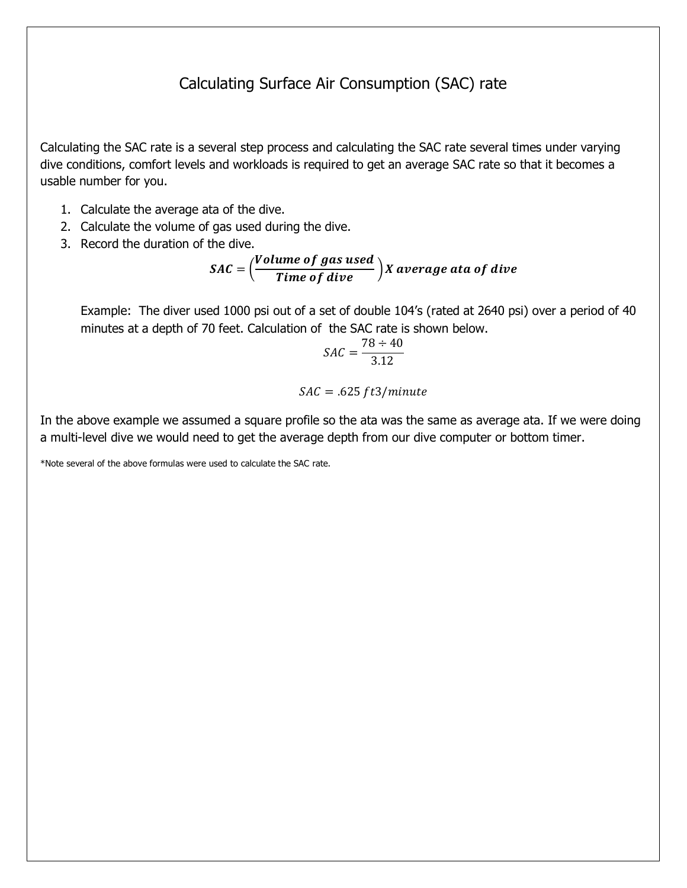# Calculating Surface Air Consumption (SAC) rate

Calculating the SAC rate is a several step process and calculating the SAC rate several times under varying dive conditions, comfort levels and workloads is required to get an average SAC rate so that it becomes a usable number for you.

1. Calculate the average ata of the dive.
2. Calculate the volume of gas used during the dive.
3. Record the duration of the dive.

$$\boldsymbol{SAC = \left(\frac{Volume\ of\ gas\ used}{Time\ of\ dive}\right) X\ average\ ata\ of\ dive}$$

Example: The diver used 1000 psi out of a set of double 104's (rated at 2640 psi) over a period of 40 minutes at a depth of 70 feet. Calculation of the SAC rate is shown below.

$$SAC = \frac{78 \div 40}{3.12}$$

$$SAC = .625\ ft3/minute$$

In the above example we assumed a square profile so the ata was the same as average ata. If we were doing a multi-level dive we would need to get the average depth from our dive computer or bottom timer.

*Note several of the above formulas were used to calculate the SAC rate.